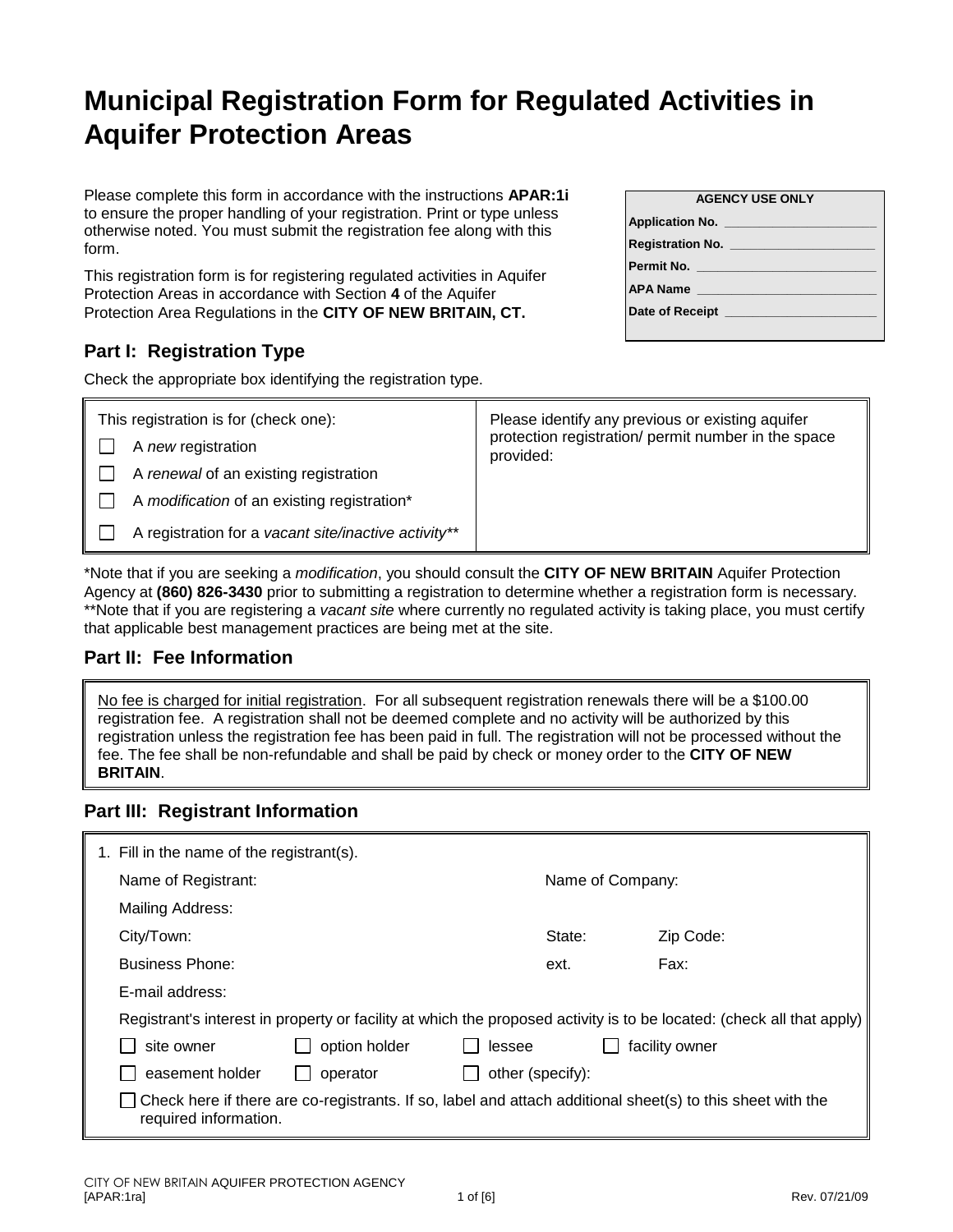# Municipal Registration Form for Regulated Activities in Aquifer Protection Areas

Please complete this form in accordance with the instructions **APAR:1i** to ensure the proper handling of your registration. Print or type unless otherwise noted. You must submit the registration fee along with this form.

This registration form is for registering regulated activities in Aquifer Protection Areas in accordance with Section **4** of the Aquifer Protection Area Regulations in the **CITY OF NEW BRITAIN, CT.**

| **AGENCY USE ONLY** |
|---|
| **Application No.** ____________________ |
| **Registration No.** ____________________ |
| **Permit No.** ____________________ |
| **APA Name** ____________________ |
| **Date of Receipt** ____________________ |

## Part I: Registration Type

Check the appropriate box identifying the registration type.

| This registration is for (check one): | Please identify any previous or existing aquifer protection registration/ permit number in the space provided: |
|---|---|
| ☐ A *new* registration<br>☐ A *renewal* of an existing registration<br>☐ A *modification* of an existing registration*<br>☐ A registration for a *vacant site/inactive activity*** | |

*Note that if you are seeking a *modification*, you should consult the **CITY OF NEW BRITAIN** Aquifer Protection Agency at **(860) 826-3430** prior to submitting a registration to determine whether a registration form is necessary.
**Note that if you are registering a *vacant site* where currently no regulated activity is taking place, you must certify that applicable best management practices are being met at the site.

## Part II: Fee Information

<u>No fee is charged for initial registration</u>. For all subsequent registration renewals there will be a $100.00 registration fee. A registration shall not be deemed complete and no activity will be authorized by this registration unless the registration fee has been paid in full. The registration will not be processed without the fee. The fee shall be non-refundable and shall be paid by check or money order to the **CITY OF NEW BRITAIN**.

## Part III: Registrant Information

1. Fill in the name of the registrant(s).

   Name of Registrant: &nbsp;&nbsp;&nbsp;&nbsp; Name of Company:

   Mailing Address:

   City/Town: &nbsp;&nbsp;&nbsp;&nbsp; State: &nbsp;&nbsp;&nbsp;&nbsp; Zip Code:

   Business Phone: &nbsp;&nbsp;&nbsp;&nbsp; ext. &nbsp;&nbsp;&nbsp;&nbsp; Fax:

   E-mail address:

   Registrant's interest in property or facility at which the proposed activity is to be located: (check all that apply)

   ☐ site owner &nbsp;&nbsp; ☐ option holder &nbsp;&nbsp; ☐ lessee &nbsp;&nbsp; ☐ facility owner

   ☐ easement holder &nbsp;&nbsp; ☐ operator &nbsp;&nbsp; ☐ other (specify):

   ☐ Check here if there are co-registrants. If so, label and attach additional sheet(s) to this sheet with the required information.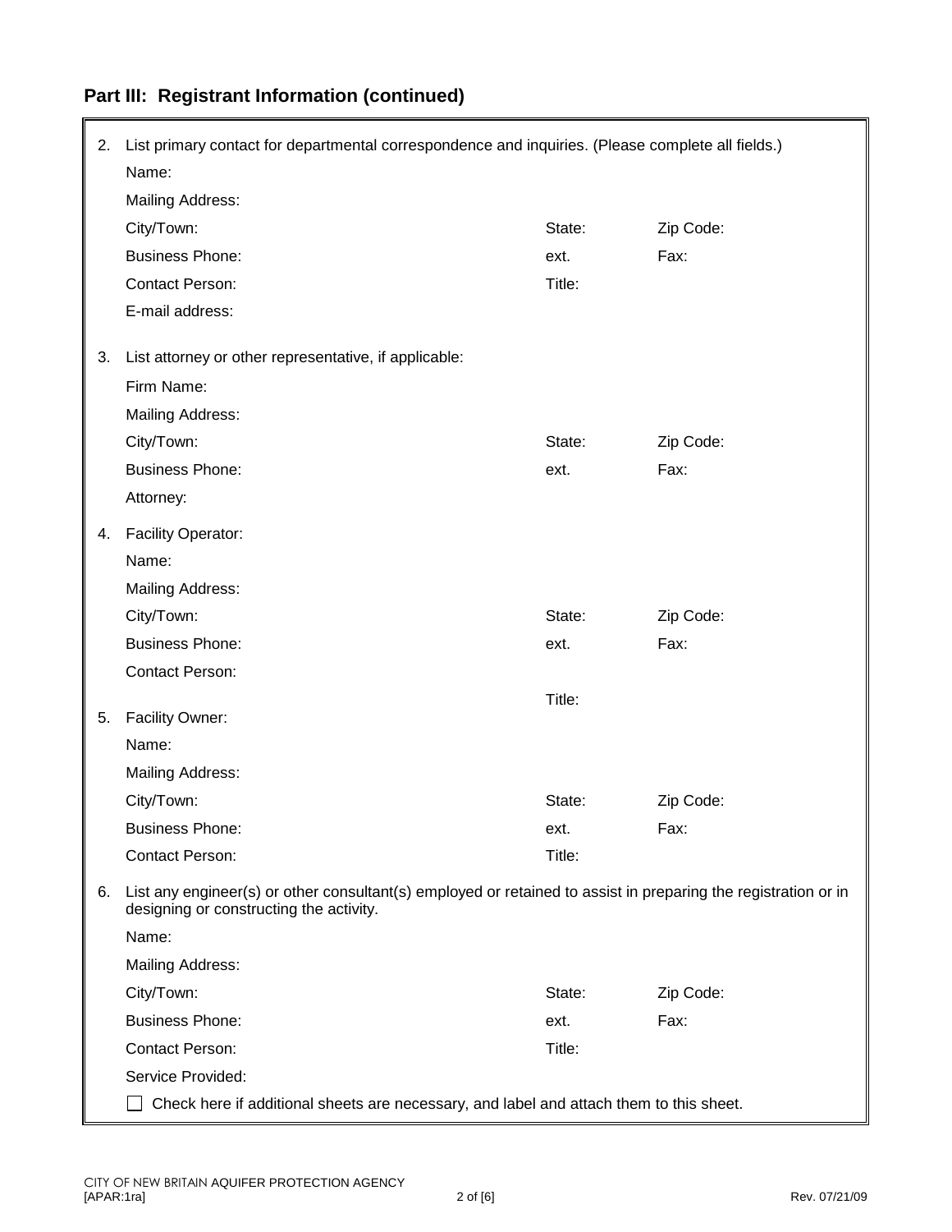## Part III: Registrant Information (continued)

2. List primary contact for departmental correspondence and inquiries. (Please complete all fields.)

   Name:

   Mailing Address:

   City/Town: State: Zip Code:

   Business Phone: ext. Fax:

   Contact Person: Title:

   E-mail address:

3. List attorney or other representative, if applicable:

   Firm Name:

   Mailing Address:

   City/Town: State: Zip Code:

   Business Phone: ext. Fax:

   Attorney:

4. Facility Operator:

   Name:

   Mailing Address:

   City/Town: State: Zip Code:

   Business Phone: ext. Fax:

   Contact Person: Title:

5. Facility Owner:

   Name:

   Mailing Address:

   City/Town: State: Zip Code:

   Business Phone: ext. Fax:

   Contact Person: Title:

6. List any engineer(s) or other consultant(s) employed or retained to assist in preparing the registration or in designing or constructing the activity.

   Name:

   Mailing Address:

   City/Town: State: Zip Code:

   Business Phone: ext. Fax:

   Contact Person: Title:

   Service Provided:

   ☐ Check here if additional sheets are necessary, and label and attach them to this sheet.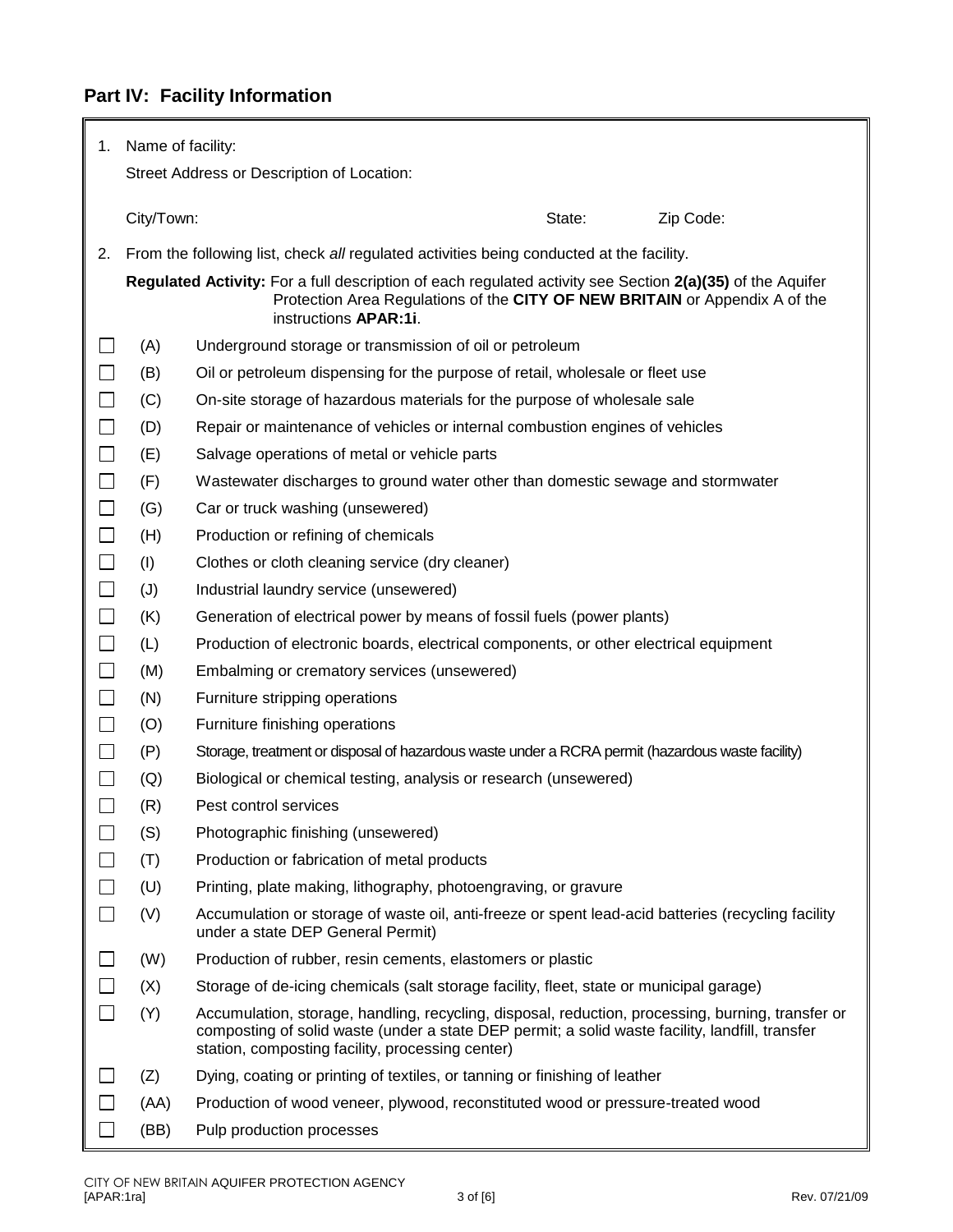## Part IV: Facility Information

1. Name of facility:

   Street Address or Description of Location:

   City/Town: State: Zip Code:

2. From the following list, check *all* regulated activities being conducted at the facility.

   **Regulated Activity:** For a full description of each regulated activity see Section **2(a)(35)** of the Aquifer Protection Area Regulations of the **CITY OF NEW BRITAIN** or Appendix A of the instructions **APAR:1i**.

- ☐ (A) Underground storage or transmission of oil or petroleum
- ☐ (B) Oil or petroleum dispensing for the purpose of retail, wholesale or fleet use
- ☐ (C) On-site storage of hazardous materials for the purpose of wholesale sale
- ☐ (D) Repair or maintenance of vehicles or internal combustion engines of vehicles
- ☐ (E) Salvage operations of metal or vehicle parts
- ☐ (F) Wastewater discharges to ground water other than domestic sewage and stormwater
- ☐ (G) Car or truck washing (unsewered)
- ☐ (H) Production or refining of chemicals
- ☐ (I) Clothes or cloth cleaning service (dry cleaner)
- ☐ (J) Industrial laundry service (unsewered)
- ☐ (K) Generation of electrical power by means of fossil fuels (power plants)
- ☐ (L) Production of electronic boards, electrical components, or other electrical equipment
- ☐ (M) Embalming or crematory services (unsewered)
- ☐ (N) Furniture stripping operations
- ☐ (O) Furniture finishing operations
- ☐ (P) Storage, treatment or disposal of hazardous waste under a RCRA permit (hazardous waste facility)
- ☐ (Q) Biological or chemical testing, analysis or research (unsewered)
- ☐ (R) Pest control services
- ☐ (S) Photographic finishing (unsewered)
- ☐ (T) Production or fabrication of metal products
- ☐ (U) Printing, plate making, lithography, photoengraving, or gravure
- ☐ (V) Accumulation or storage of waste oil, anti-freeze or spent lead-acid batteries (recycling facility under a state DEP General Permit)
- ☐ (W) Production of rubber, resin cements, elastomers or plastic
- ☐ (X) Storage of de-icing chemicals (salt storage facility, fleet, state or municipal garage)
- ☐ (Y) Accumulation, storage, handling, recycling, disposal, reduction, processing, burning, transfer or composting of solid waste (under a state DEP permit; a solid waste facility, landfill, transfer station, composting facility, processing center)
- ☐ (Z) Dying, coating or printing of textiles, or tanning or finishing of leather
- ☐ (AA) Production of wood veneer, plywood, reconstituted wood or pressure-treated wood
- ☐ (BB) Pulp production processes

CITY OF NEW BRITAIN AQUIFER PROTECTION AGENCY
[APAR:1ra] Rev. 07/21/09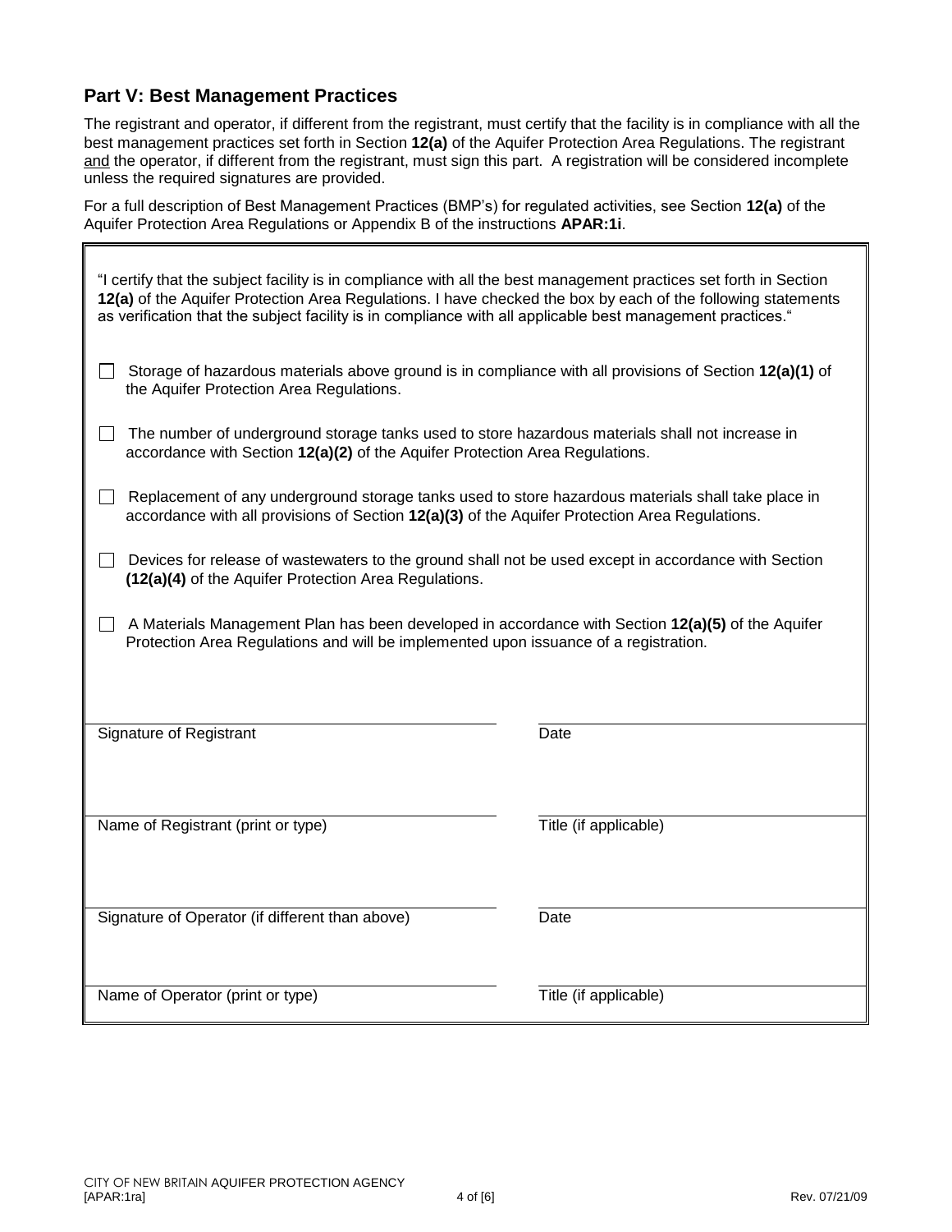## Part V: Best Management Practices

The registrant and operator, if different from the registrant, must certify that the facility is in compliance with all the best management practices set forth in Section **12(a)** of the Aquifer Protection Area Regulations. The registrant <u>and</u> the operator, if different from the registrant, must sign this part. A registration will be considered incomplete unless the required signatures are provided.

For a full description of Best Management Practices (BMP's) for regulated activities, see Section **12(a)** of the Aquifer Protection Area Regulations or Appendix B of the instructions **APAR:1i**.

"I certify that the subject facility is in compliance with all the best management practices set forth in Section **12(a)** of the Aquifer Protection Area Regulations. I have checked the box by each of the following statements as verification that the subject facility is in compliance with all applicable best management practices."

- ☐ Storage of hazardous materials above ground is in compliance with all provisions of Section **12(a)(1)** of the Aquifer Protection Area Regulations.
- ☐ The number of underground storage tanks used to store hazardous materials shall not increase in accordance with Section **12(a)(2)** of the Aquifer Protection Area Regulations.
- ☐ Replacement of any underground storage tanks used to store hazardous materials shall take place in accordance with all provisions of Section **12(a)(3)** of the Aquifer Protection Area Regulations.
- ☐ Devices for release of wastewaters to the ground shall not be used except in accordance with Section **(12(a)(4)** of the Aquifer Protection Area Regulations.
- ☐ A Materials Management Plan has been developed in accordance with Section **12(a)(5)** of the Aquifer Protection Area Regulations and will be implemented upon issuance of a registration.

| | |
|---|---|
| Signature of Registrant | Date |
| Name of Registrant (print or type) | Title (if applicable) |
| Signature of Operator (if different than above) | Date |
| Name of Operator (print or type) | Title (if applicable) |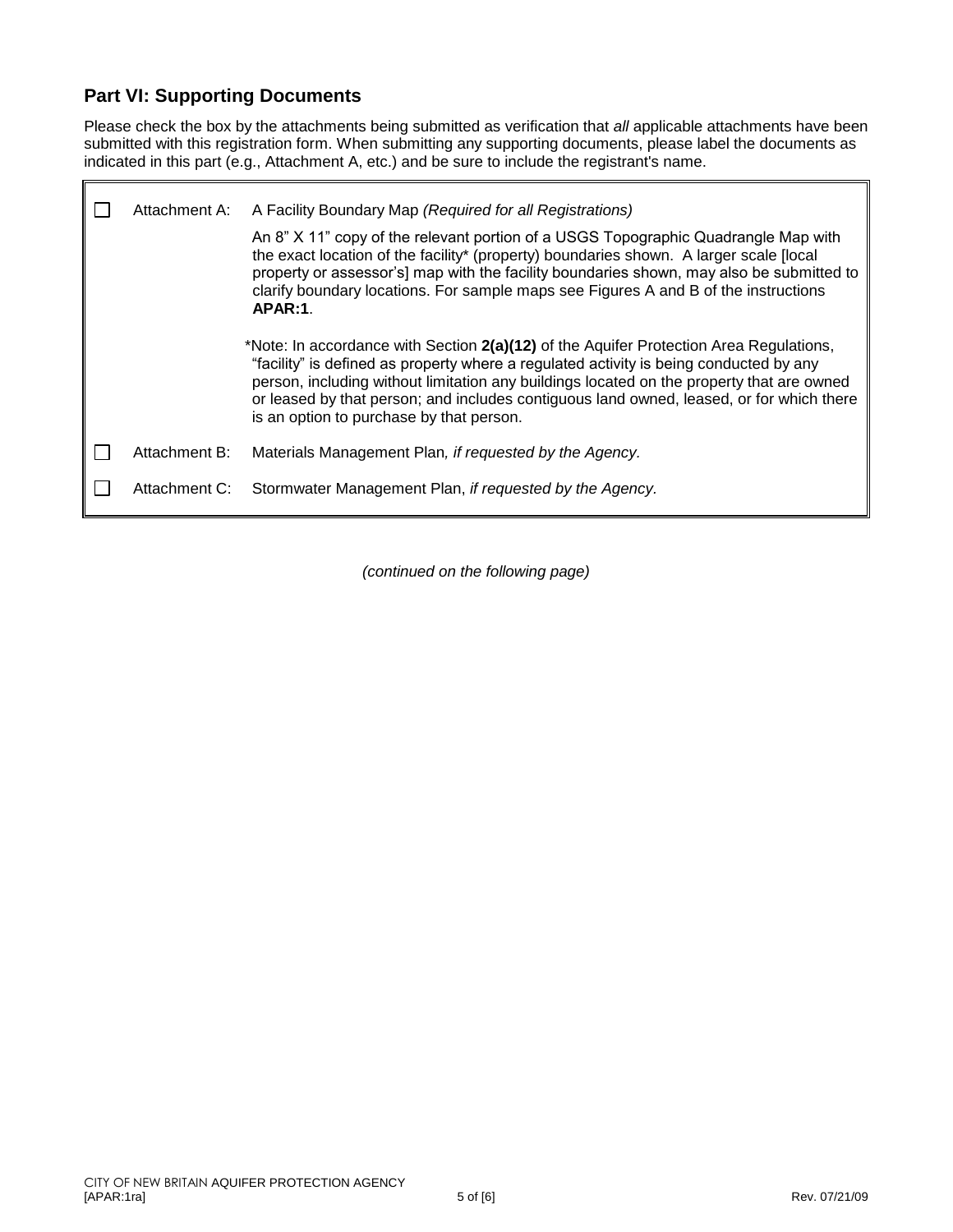## Part VI: Supporting Documents

Please check the box by the attachments being submitted as verification that *all* applicable attachments have been submitted with this registration form. When submitting any supporting documents, please label the documents as indicated in this part (e.g., Attachment A, etc.) and be sure to include the registrant's name.

| | | |
|---|---|---|
| ☐ | Attachment A: | A Facility Boundary Map *(Required for all Registrations)*<br><br>An 8" X 11" copy of the relevant portion of a USGS Topographic Quadrangle Map with the exact location of the facility* (property) boundaries shown. A larger scale [local property or assessor's] map with the facility boundaries shown, may also be submitted to clarify boundary locations. For sample maps see Figures A and B of the instructions **APAR:1**.<br><br>*Note: In accordance with Section **2(a)(12)** of the Aquifer Protection Area Regulations, "facility" is defined as property where a regulated activity is being conducted by any person, including without limitation any buildings located on the property that are owned or leased by that person; and includes contiguous land owned, leased, or for which there is an option to purchase by that person. |
| ☐ | Attachment B: | Materials Management Plan*, if requested by the Agency.* |
| ☐ | Attachment C: | Stormwater Management Plan, *if requested by the Agency.* |

*(continued on the following page)*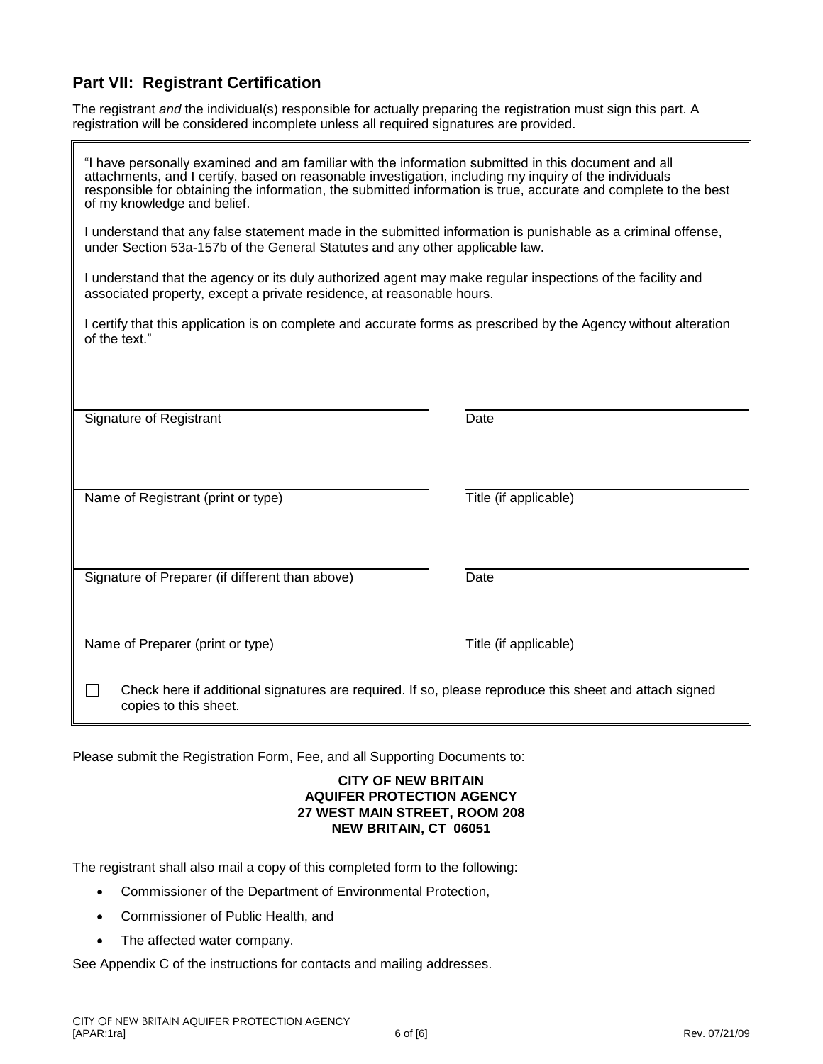## Part VII: Registrant Certification

The registrant *and* the individual(s) responsible for actually preparing the registration must sign this part. A registration will be considered incomplete unless all required signatures are provided.

"I have personally examined and am familiar with the information submitted in this document and all attachments, and I certify, based on reasonable investigation, including my inquiry of the individuals responsible for obtaining the information, the submitted information is true, accurate and complete to the best of my knowledge and belief.

I understand that any false statement made in the submitted information is punishable as a criminal offense, under Section 53a-157b of the General Statutes and any other applicable law.

I understand that the agency or its duly authorized agent may make regular inspections of the facility and associated property, except a private residence, at reasonable hours.

I certify that this application is on complete and accurate forms as prescribed by the Agency without alteration of the text."

| | |
|---|---|
| Signature of Registrant | Date |
| Name of Registrant (print or type) | Title (if applicable) |
| Signature of Preparer (if different than above) | Date |
| Name of Preparer (print or type) | Title (if applicable) |

☐ Check here if additional signatures are required. If so, please reproduce this sheet and attach signed copies to this sheet.

Please submit the Registration Form, Fee, and all Supporting Documents to:

**CITY OF NEW BRITAIN**
**AQUIFER PROTECTION AGENCY**
**27 WEST MAIN STREET, ROOM 208**
**NEW BRITAIN, CT 06051**

The registrant shall also mail a copy of this completed form to the following:

- Commissioner of the Department of Environmental Protection,
- Commissioner of Public Health, and
- The affected water company.

See Appendix C of the instructions for contacts and mailing addresses.